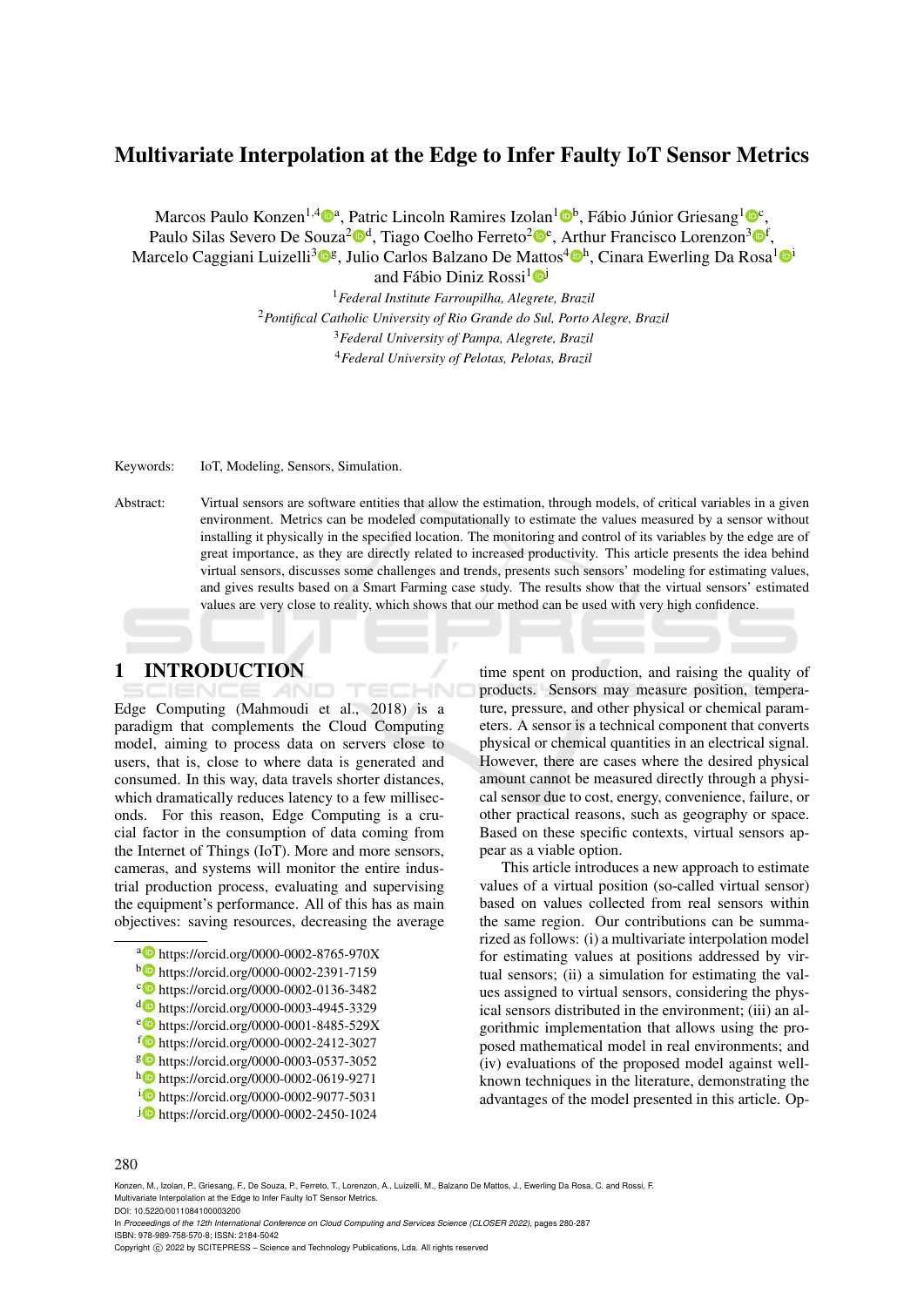# Multivariate Interpolation at the Edge to Infer Faulty IoT Sensor Metrics

Marcos Paulo Konzen[1,4][a], Patric Lincoln Ramires Izolan[1][b], Fábio Júnior Griesang[1][c], Paulo Silas Severo De Souza[2][d], Tiago Coelho Ferreto[2][e], Arthur Francisco Lorenzon[3][f], Marcelo Caggiani Luizelli[3][g], Julio Carlos Balzano De Mattos[4][h], Cinara Ewerling Da Rosa[1][i] and Fábio Diniz Rossi[1][j]

[1] *Federal Institute Farroupilha, Alegrete, Brazil*
[2] *Pontifical Catholic University of Rio Grande do Sul, Porto Alegre, Brazil*
[3] *Federal University of Pampa, Alegrete, Brazil*
[4] *Federal University of Pelotas, Pelotas, Brazil*

Keywords: IoT, Modeling, Sensors, Simulation.

Abstract: Virtual sensors are software entities that allow the estimation, through models, of critical variables in a given environment. Metrics can be modeled computationally to estimate the values measured by a sensor without installing it physically in the specified location. The monitoring and control of its variables by the edge are of great importance, as they are directly related to increased productivity. This article presents the idea behind virtual sensors, discusses some challenges and trends, presents such sensors' modeling for estimating values, and gives results based on a Smart Farming case study. The results show that the virtual sensors' estimated values are very close to reality, which shows that our method can be used with very high confidence.

## 1 INTRODUCTION

Edge Computing (Mahmoudi et al., 2018) is a paradigm that complements the Cloud Computing model, aiming to process data on servers close to users, that is, close to where data is generated and consumed. In this way, data travels shorter distances, which dramatically reduces latency to a few milliseconds. For this reason, Edge Computing is a crucial factor in the consumption of data coming from the Internet of Things (IoT). More and more sensors, cameras, and systems will monitor the entire industrial production process, evaluating and supervising the equipment's performance. All of this has as main objectives: saving resources, decreasing the average time spent on production, and raising the quality of products. Sensors may measure position, temperature, pressure, and other physical or chemical parameters. A sensor is a technical component that converts physical or chemical quantities in an electrical signal. However, there are cases where the desired physical amount cannot be measured directly through a physical sensor due to cost, energy, convenience, failure, or other practical reasons, such as geography or space. Based on these specific contexts, virtual sensors appear as a viable option.

This article introduces a new approach to estimate values of a virtual position (so-called virtual sensor) based on values collected from real sensors within the same region. Our contributions can be summarized as follows: (i) a multivariate interpolation model for estimating values at positions addressed by virtual sensors; (ii) a simulation for estimating the values assigned to virtual sensors, considering the physical sensors distributed in the environment; (iii) an algorithmic implementation that allows using the proposed mathematical model in real environments; and (iv) evaluations of the proposed model against well-known techniques in the literature, demonstrating the advantages of the model presented in this article. Op-

[a] https://orcid.org/0000-0002-8765-970X
[b] https://orcid.org/0000-0002-2391-7159
[c] https://orcid.org/0000-0002-0136-3482
[d] https://orcid.org/0000-0003-4945-3329
[e] https://orcid.org/0000-0001-8485-529X
[f] https://orcid.org/0000-0002-2412-3027
[g] https://orcid.org/0000-0003-0537-3052
[h] https://orcid.org/0000-0002-0619-9271
[i] https://orcid.org/0000-0002-9077-5031
[j] https://orcid.org/0000-0002-2450-1024

Konzen, M., Izolan, P., Griesang, F., De Souza, P., Ferreto, T., Lorenzon, A., Luizelli, M., Balzano De Mattos, J., Ewerling Da Rosa, C. and Rossi, F.
Multivariate Interpolation at the Edge to Infer Faulty IoT Sensor Metrics.
DOI: 10.5220/0011084100003200
In *Proceedings of the 12th International Conference on Cloud Computing and Services Science (CLOSER 2022)*, pages 280-287
ISBN: 978-989-758-570-8; ISSN: 2184-5042
Copyright © 2022 by SCITEPRESS – Science and Technology Publications, Lda. All rights reserved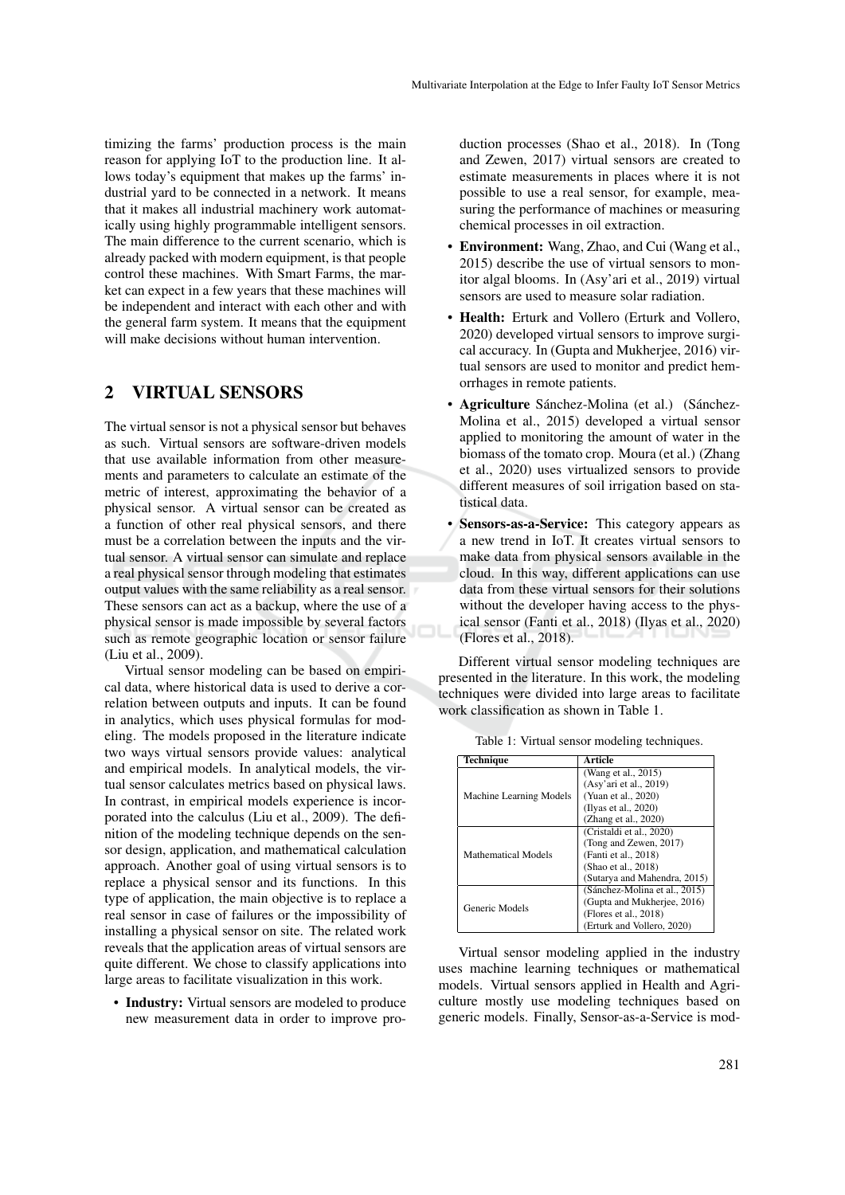timizing the farms' production process is the main reason for applying IoT to the production line. It allows today's equipment that makes up the farms' industrial yard to be connected in a network. It means that it makes all industrial machinery work automatically using highly programmable intelligent sensors. The main difference to the current scenario, which is already packed with modern equipment, is that people control these machines. With Smart Farms, the market can expect in a few years that these machines will be independent and interact with each other and with the general farm system. It means that the equipment will make decisions without human intervention.

## 2 VIRTUAL SENSORS

The virtual sensor is not a physical sensor but behaves as such. Virtual sensors are software-driven models that use available information from other measurements and parameters to calculate an estimate of the metric of interest, approximating the behavior of a physical sensor. A virtual sensor can be created as a function of other real physical sensors, and there must be a correlation between the inputs and the virtual sensor. A virtual sensor can simulate and replace a real physical sensor through modeling that estimates output values with the same reliability as a real sensor. These sensors can act as a backup, where the use of a physical sensor is made impossible by several factors such as remote geographic location or sensor failure (Liu et al., 2009).

Virtual sensor modeling can be based on empirical data, where historical data is used to derive a correlation between outputs and inputs. It can be found in analytics, which uses physical formulas for modeling. The models proposed in the literature indicate two ways virtual sensors provide values: analytical and empirical models. In analytical models, the virtual sensor calculates metrics based on physical laws. In contrast, in empirical models experience is incorporated into the calculus (Liu et al., 2009). The definition of the modeling technique depends on the sensor design, application, and mathematical calculation approach. Another goal of using virtual sensors is to replace a physical sensor and its functions. In this type of application, the main objective is to replace a real sensor in case of failures or the impossibility of installing a physical sensor on site. The related work reveals that the application areas of virtual sensors are quite different. We chose to classify applications into large areas to facilitate visualization in this work.

- **Industry:** Virtual sensors are modeled to produce new measurement data in order to improve production processes (Shao et al., 2018). In (Tong and Zewen, 2017) virtual sensors are created to estimate measurements in places where it is not possible to use a real sensor, for example, measuring the performance of machines or measuring chemical processes in oil extraction.
- **Environment:** Wang, Zhao, and Cui (Wang et al., 2015) describe the use of virtual sensors to monitor algal blooms. In (Asy'ari et al., 2019) virtual sensors are used to measure solar radiation.
- **Health:** Erturk and Vollero (Erturk and Vollero, 2020) developed virtual sensors to improve surgical accuracy. In (Gupta and Mukherjee, 2016) virtual sensors are used to monitor and predict hemorrhages in remote patients.
- **Agriculture** Sánchez-Molina (et al.) (Sánchez-Molina et al., 2015) developed a virtual sensor applied to monitoring the amount of water in the biomass of the tomato crop. Moura (et al.) (Zhang et al., 2020) uses virtualized sensors to provide different measures of soil irrigation based on statistical data.
- **Sensors-as-a-Service:** This category appears as a new trend in IoT. It creates virtual sensors to make data from physical sensors available in the cloud. In this way, different applications can use data from these virtual sensors for their solutions without the developer having access to the physical sensor (Fanti et al., 2018) (Ilyas et al., 2020) (Flores et al., 2018).

Different virtual sensor modeling techniques are presented in the literature. In this work, the modeling techniques were divided into large areas to facilitate work classification as shown in Table 1.

Table 1: Virtual sensor modeling techniques.

| Technique | Article |
|---|---|
| Machine Learning Models | (Wang et al., 2015)<br>(Asy'ari et al., 2019)<br>(Yuan et al., 2020)<br>(Ilyas et al., 2020)<br>(Zhang et al., 2020) |
| Mathematical Models | (Cristaldi et al., 2020)<br>(Tong and Zewen, 2017)<br>(Fanti et al., 2018)<br>(Shao et al., 2018)<br>(Sutarya and Mahendra, 2015) |
| Generic Models | (Sánchez-Molina et al., 2015)<br>(Gupta and Mukherjee, 2016)<br>(Flores et al., 2018)<br>(Erturk and Vollero, 2020) |

Virtual sensor modeling applied in the industry uses machine learning techniques or mathematical models. Virtual sensors applied in Health and Agriculture mostly use modeling techniques based on generic models. Finally, Sensor-as-a-Service is mod-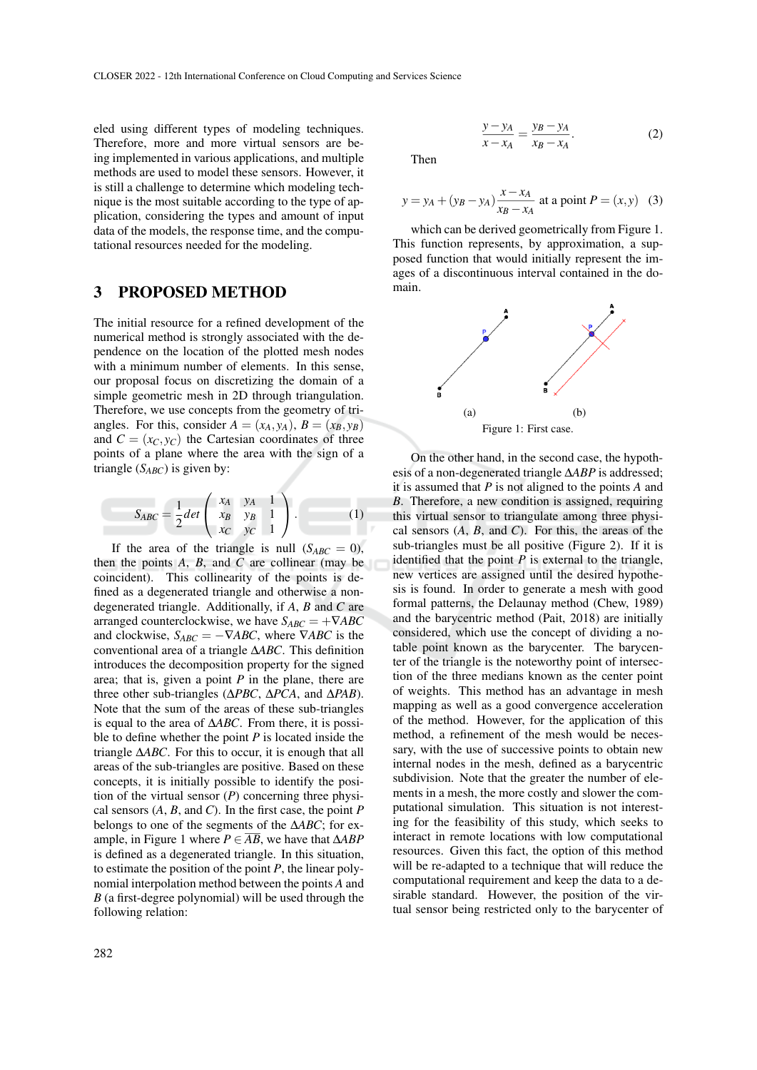eled using different types of modeling techniques. Therefore, more and more virtual sensors are being implemented in various applications, and multiple methods are used to model these sensors. However, it is still a challenge to determine which modeling technique is the most suitable according to the type of application, considering the types and amount of input data of the models, the response time, and the computational resources needed for the modeling.

## 3 PROPOSED METHOD

The initial resource for a refined development of the numerical method is strongly associated with the dependence on the location of the plotted mesh nodes with a minimum number of elements. In this sense, our proposal focus on discretizing the domain of a simple geometric mesh in 2D through triangulation. Therefore, we use concepts from the geometry of triangles. For this, consider $A = (x_A, y_A)$, $B = (x_B, y_B)$ and $C = (x_C, y_C)$ the Cartesian coordinates of three points of a plane where the area with the sign of a triangle ($S_{ABC}$) is given by:

$$S_{ABC} = \frac{1}{2} det \begin{pmatrix} x_A & y_A & 1 \\ x_B & y_B & 1 \\ x_C & y_C & 1 \end{pmatrix}. \quad (1)$$

If the area of the triangle is null ($S_{ABC} = 0$), then the points $A$, $B$, and $C$ are collinear (may be coincident). This collinearity of the points is defined as a degenerated triangle and otherwise a non-degenerated triangle. Additionally, if $A$, $B$ and $C$ are arranged counterclockwise, we have $S_{ABC} = +\nabla ABC$ and clockwise, $S_{ABC} = -\nabla ABC$, where $\nabla ABC$ is the conventional area of a triangle $\Delta ABC$. This definition introduces the decomposition property for the signed area; that is, given a point $P$ in the plane, there are three other sub-triangles ($\Delta PBC$, $\Delta PCA$, and $\Delta PAB$). Note that the sum of the areas of these sub-triangles is equal to the area of $\Delta ABC$. From there, it is possible to define whether the point $P$ is located inside the triangle $\Delta ABC$. For this to occur, it is enough that all areas of the sub-triangles are positive. Based on these concepts, it is initially possible to identify the position of the virtual sensor ($P$) concerning three physical sensors ($A$, $B$, and $C$). In the first case, the point $P$ belongs to one of the segments of the $\Delta ABC$; for example, in Figure 1 where $P \in \overline{AB}$, we have that $\Delta ABP$ is defined as a degenerated triangle. In this situation, to estimate the position of the point $P$, the linear polynomial interpolation method between the points $A$ and $B$ (a first-degree polynomial) will be used through the following relation:

$$\frac{y - y_A}{x - x_A} = \frac{y_B - y_A}{x_B - x_A}. \quad (2)$$

Then

$$y = y_A + (y_B - y_A) \frac{x - x_A}{x_B - x_A} \text{ at a point } P = (x, y) \quad (3)$$

which can be derived geometrically from Figure 1. This function represents, by approximation, a supposed function that would initially represent the images of a discontinuous interval contained in the domain.

(a) (b)

Figure 1: First case.

On the other hand, in the second case, the hypothesis of a non-degenerated triangle $\Delta ABP$ is addressed; it is assumed that $P$ is not aligned to the points $A$ and $B$. Therefore, a new condition is assigned, requiring this virtual sensor to triangulate among three physical sensors ($A$, $B$, and $C$). For this, the areas of the sub-triangles must be all positive (Figure 2). If it is identified that the point $P$ is external to the triangle, new vertices are assigned until the desired hypothesis is found. In order to generate a mesh with good formal patterns, the Delaunay method (Chew, 1989) and the barycentric method (Pait, 2018) are initially considered, which use the concept of dividing a notable point known as the barycenter. The barycenter of the triangle is the noteworthy point of intersection of the three medians known as the center point of weights. This method has an advantage in mesh mapping as well as a good convergence acceleration of the method. However, for the application of this method, a refinement of the mesh would be necessary, with the use of successive points to obtain new internal nodes in the mesh, defined as a barycentric subdivision. Note that the greater the number of elements in a mesh, the more costly and slower the computational simulation. This situation is not interesting for the feasibility of this study, which seeks to interact in remote locations with low computational resources. Given this fact, the option of this method will be re-adapted to a technique that will reduce the computational requirement and keep the data to a desirable standard. However, the position of the virtual sensor being restricted only to the barycenter of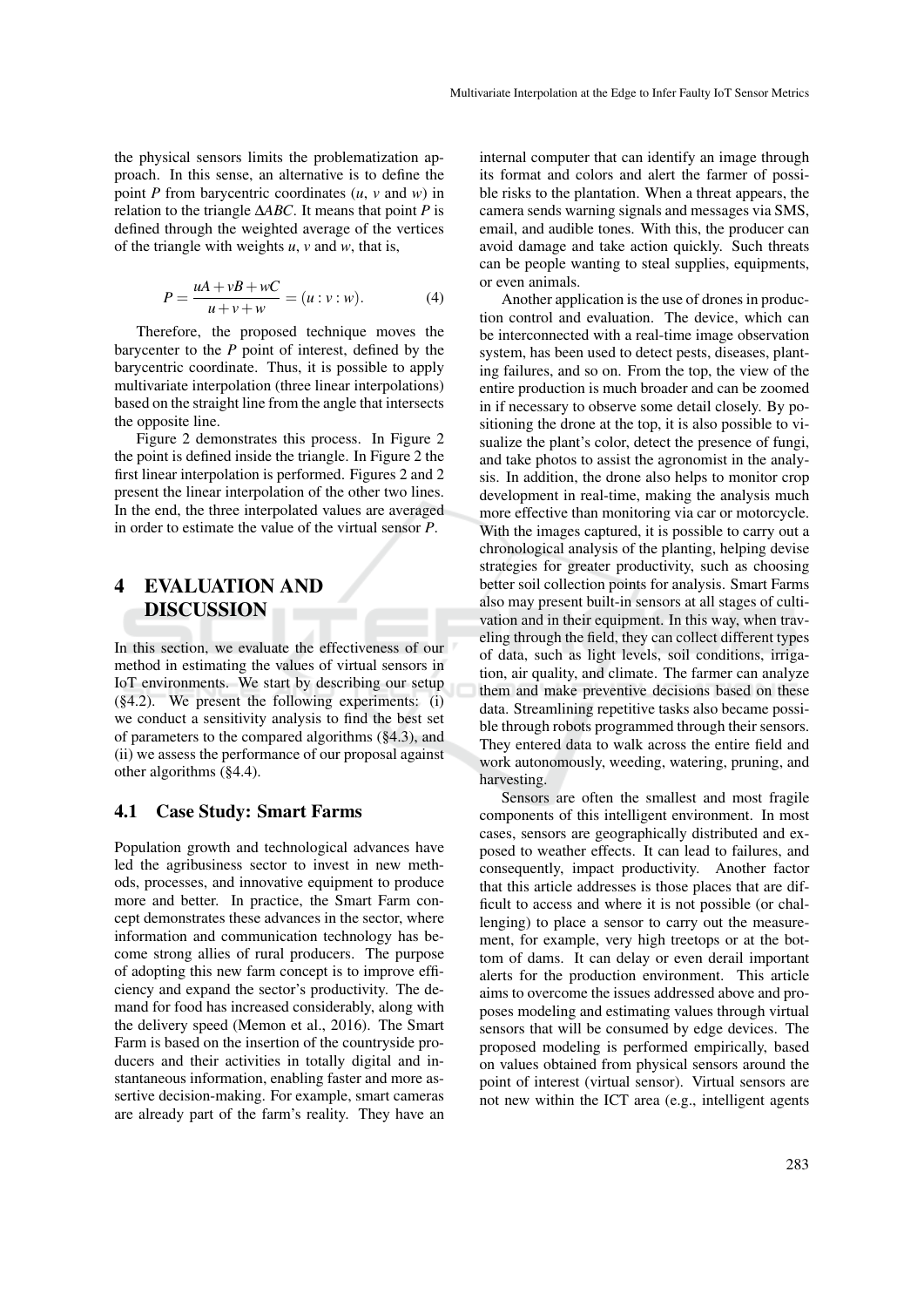the physical sensors limits the problematization approach. In this sense, an alternative is to define the point $P$ from barycentric coordinates ($u$, $v$ and $w$) in relation to the triangle $\Delta ABC$. It means that point $P$ is defined through the weighted average of the vertices of the triangle with weights $u$, $v$ and $w$, that is,

$$P = \frac{uA + vB + wC}{u + v + w} = (u : v : w). \quad (4)$$

Therefore, the proposed technique moves the barycenter to the $P$ point of interest, defined by the barycentric coordinate. Thus, it is possible to apply multivariate interpolation (three linear interpolations) based on the straight line from the angle that intersects the opposite line.

Figure 2 demonstrates this process. In Figure 2 the point is defined inside the triangle. In Figure 2 the first linear interpolation is performed. Figures 2 and 2 present the linear interpolation of the other two lines. In the end, the three interpolated values are averaged in order to estimate the value of the virtual sensor $P$.

# 4 EVALUATION AND DISCUSSION

In this section, we evaluate the effectiveness of our method in estimating the values of virtual sensors in IoT environments. We start by describing our setup (§4.2). We present the following experiments: (i) we conduct a sensitivity analysis to find the best set of parameters to the compared algorithms (§4.3), and (ii) we assess the performance of our proposal against other algorithms (§4.4).

## 4.1 Case Study: Smart Farms

Population growth and technological advances have led the agribusiness sector to invest in new methods, processes, and innovative equipment to produce more and better. In practice, the Smart Farm concept demonstrates these advances in the sector, where information and communication technology has become strong allies of rural producers. The purpose of adopting this new farm concept is to improve efficiency and expand the sector's productivity. The demand for food has increased considerably, along with the delivery speed (Memon et al., 2016). The Smart Farm is based on the insertion of the countryside producers and their activities in totally digital and instantaneous information, enabling faster and more assertive decision-making. For example, smart cameras are already part of the farm's reality. They have an internal computer that can identify an image through its format and colors and alert the farmer of possible risks to the plantation. When a threat appears, the camera sends warning signals and messages via SMS, email, and audible tones. With this, the producer can avoid damage and take action quickly. Such threats can be people wanting to steal supplies, equipments, or even animals.

Another application is the use of drones in production control and evaluation. The device, which can be interconnected with a real-time image observation system, has been used to detect pests, diseases, planting failures, and so on. From the top, the view of the entire production is much broader and can be zoomed in if necessary to observe some detail closely. By positioning the drone at the top, it is also possible to visualize the plant's color, detect the presence of fungi, and take photos to assist the agronomist in the analysis. In addition, the drone also helps to monitor crop development in real-time, making the analysis much more effective than monitoring via car or motorcycle. With the images captured, it is possible to carry out a chronological analysis of the planting, helping devise strategies for greater productivity, such as choosing better soil collection points for analysis. Smart Farms also may present built-in sensors at all stages of cultivation and in their equipment. In this way, when traveling through the field, they can collect different types of data, such as light levels, soil conditions, irrigation, air quality, and climate. The farmer can analyze them and make preventive decisions based on these data. Streamlining repetitive tasks also became possible through robots programmed through their sensors. They entered data to walk across the entire field and work autonomously, weeding, watering, pruning, and harvesting.

Sensors are often the smallest and most fragile components of this intelligent environment. In most cases, sensors are geographically distributed and exposed to weather effects. It can lead to failures, and consequently, impact productivity. Another factor that this article addresses is those places that are difficult to access and where it is not possible (or challenging) to place a sensor to carry out the measurement, for example, very high treetops or at the bottom of dams. It can delay or even derail important alerts for the production environment. This article aims to overcome the issues addressed above and proposes modeling and estimating values through virtual sensors that will be consumed by edge devices. The proposed modeling is performed empirically, based on values obtained from physical sensors around the point of interest (virtual sensor). Virtual sensors are not new within the ICT area (e.g., intelligent agents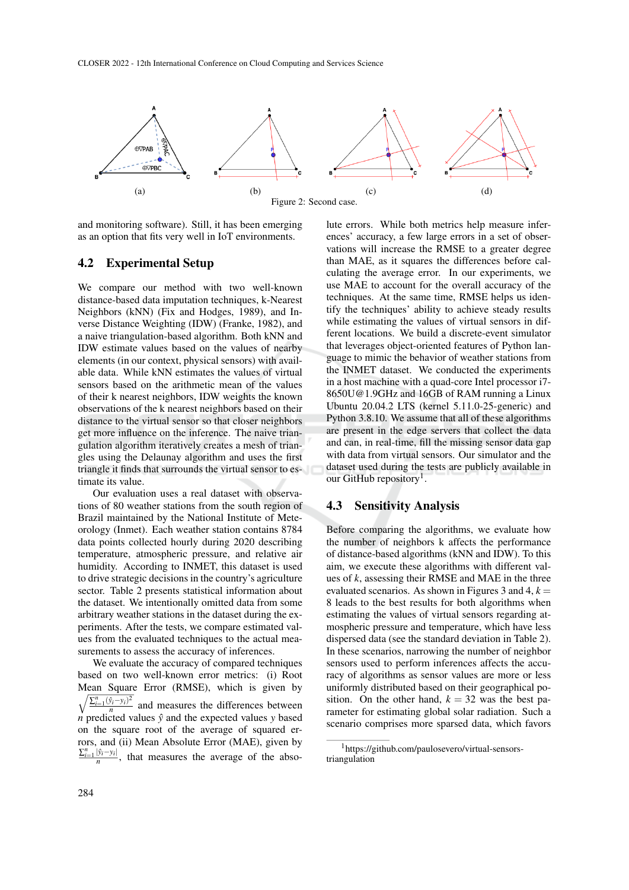(a) (b) (c) (d)

Figure 2: Second case.

and monitoring software). Still, it has been emerging as an option that fits very well in IoT environments.

## 4.2 Experimental Setup

We compare our method with two well-known distance-based data imputation techniques, k-Nearest Neighbors (kNN) (Fix and Hodges, 1989), and Inverse Distance Weighting (IDW) (Franke, 1982), and a naive triangulation-based algorithm. Both kNN and IDW estimate values based on the values of nearby elements (in our context, physical sensors) with available data. While kNN estimates the values of virtual sensors based on the arithmetic mean of the values of their k nearest neighbors, IDW weights the known observations of the k nearest neighbors based on their distance to the virtual sensor so that closer neighbors get more influence on the inference. The naive triangulation algorithm iteratively creates a mesh of triangles using the Delaunay algorithm and uses the first triangle it finds that surrounds the virtual sensor to estimate its value.

Our evaluation uses a real dataset with observations of 80 weather stations from the south region of Brazil maintained by the National Institute of Meteorology (Inmet). Each weather station contains 8784 data points collected hourly during 2020 describing temperature, atmospheric pressure, and relative air humidity. According to INMET, this dataset is used to drive strategic decisions in the country's agriculture sector. Table 2 presents statistical information about the dataset. We intentionally omitted data from some arbitrary weather stations in the dataset during the experiments. After the tests, we compare estimated values from the evaluated techniques to the actual measurements to assess the accuracy of inferences.

We evaluate the accuracy of compared techniques based on two well-known error metrics: (i) Root Mean Square Error (RMSE), which is given by $\sqrt{\frac{\sum_{i=1}^{n}(\hat{y}_i - y_i)^2}{n}}$ and measures the differences between $n$ predicted values $\hat{y}$ and the expected values $y$ based on the square root of the average of squared errors, and (ii) Mean Absolute Error (MAE), given by $\frac{\sum_{i=1}^{n}|\hat{y}_i - y_i|}{n}$, that measures the average of the absolute errors. While both metrics help measure inferences' accuracy, a few large errors in a set of observations will increase the RMSE to a greater degree than MAE, as it squares the differences before calculating the average error. In our experiments, we use MAE to account for the overall accuracy of the techniques. At the same time, RMSE helps us identify the techniques' ability to achieve steady results while estimating the values of virtual sensors in different locations. We build a discrete-event simulator that leverages object-oriented features of Python language to mimic the behavior of weather stations from the INMET dataset. We conducted the experiments in a host machine with a quad-core Intel processor i7-8650U@1.9GHz and 16GB of RAM running a Linux Ubuntu 20.04.2 LTS (kernel 5.11.0-25-generic) and Python 3.8.10. We assume that all of these algorithms are present in the edge servers that collect the data and can, in real-time, fill the missing sensor data gap with data from virtual sensors. Our simulator and the dataset used during the tests are publicly available in our GitHub repository[1].

## 4.3 Sensitivity Analysis

Before comparing the algorithms, we evaluate how the number of neighbors k affects the performance of distance-based algorithms (kNN and IDW). To this aim, we execute these algorithms with different values of $k$, assessing their RMSE and MAE in the three evaluated scenarios. As shown in Figures 3 and 4, $k = 8$ leads to the best results for both algorithms when estimating the values of virtual sensors regarding atmospheric pressure and temperature, which have less dispersed data (see the standard deviation in Table 2). In these scenarios, narrowing the number of neighbor sensors used to perform inferences affects the accuracy of algorithms as sensor values are more or less uniformly distributed based on their geographical position. On the other hand, $k = 32$ was the best parameter for estimating global solar radiation. Such a scenario comprises more sparsed data, which favors

[1] https://github.com/paulosevero/virtual-sensors-triangulation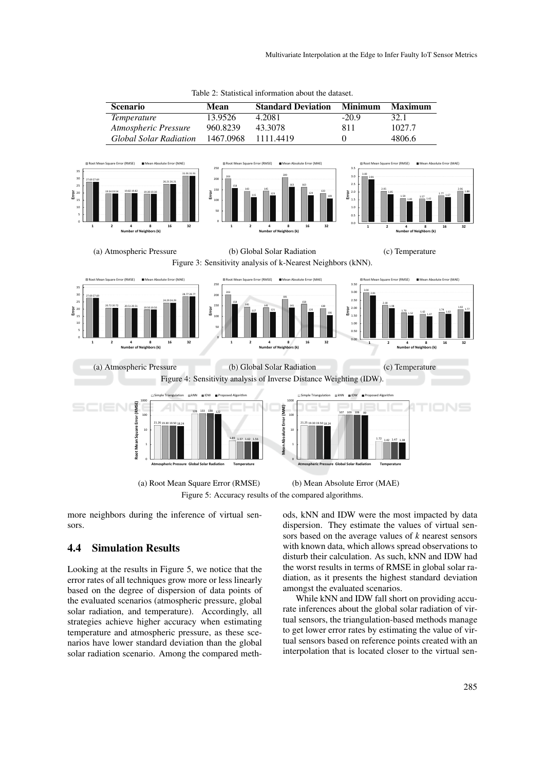Table 2: Statistical information about the dataset.

| Scenario | Mean | Standard Deviation | Minimum | Maximum |
|---|---|---|---|---|
| *Temperature* | 13.9526 | 4.2081 | -20.9 | 32.1 |
| *Atmospheric Pressure* | 960.8239 | 43.3078 | 811 | 1027.7 |
| *Global Solar Radiation* | 1467.0968 | 1111.4419 | 0 | 4806.6 |

(a) Atmospheric Pressure (b) Global Solar Radiation (c) Temperature

Figure 3: Sensitivity analysis of k-Nearest Neighbors (kNN).

(a) Atmospheric Pressure (b) Global Solar Radiation (c) Temperature

Figure 4: Sensitivity analysis of Inverse Distance Weighting (IDW).

(a) Root Mean Square Error (RMSE) (b) Mean Absolute Error (MAE)

Figure 5: Accuracy results of the compared algorithms.

more neighbors during the inference of virtual sensors.

## 4.4 Simulation Results

Looking at the results in Figure 5, we notice that the error rates of all techniques grow more or less linearly based on the degree of dispersion of data points of the evaluated scenarios (atmospheric pressure, global solar radiation, and temperature). Accordingly, all strategies achieve higher accuracy when estimating temperature and atmospheric pressure, as these scenarios have lower standard deviation than the global solar radiation scenario. Among the compared methods, kNN and IDW were the most impacted by data dispersion. They estimate the values of virtual sensors based on the average values of $k$ nearest sensors with known data, which allows spread observations to disturb their calculation. As such, kNN and IDW had the worst results in terms of RMSE in global solar radiation, as it presents the highest standard deviation amongst the evaluated scenarios.

While kNN and IDW fall short on providing accurate inferences about the global solar radiation of virtual sensors, the triangulation-based methods manage to get lower error rates by estimating the value of virtual sensors based on reference points created with an interpolation that is located closer to the virtual sen-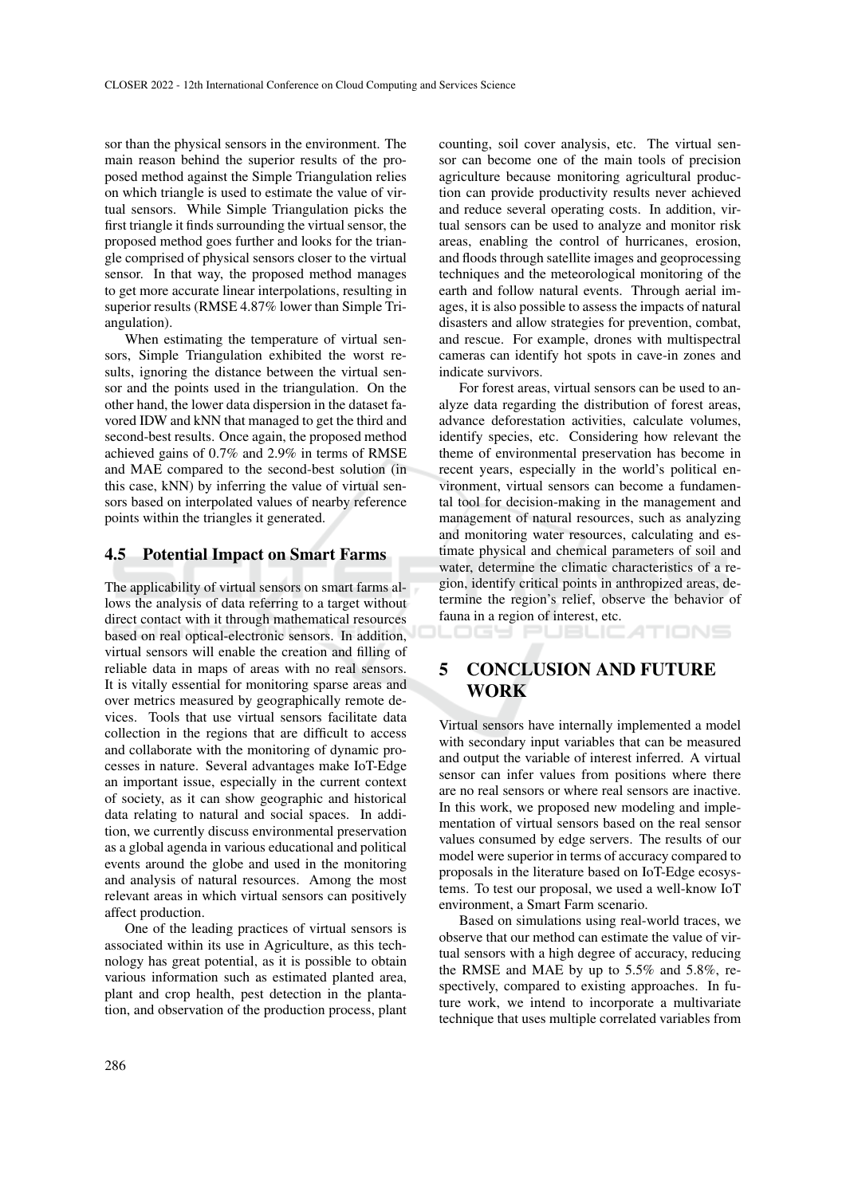sor than the physical sensors in the environment. The main reason behind the superior results of the proposed method against the Simple Triangulation relies on which triangle is used to estimate the value of virtual sensors. While Simple Triangulation picks the first triangle it finds surrounding the virtual sensor, the proposed method goes further and looks for the triangle comprised of physical sensors closer to the virtual sensor. In that way, the proposed method manages to get more accurate linear interpolations, resulting in superior results (RMSE 4.87% lower than Simple Triangulation).

When estimating the temperature of virtual sensors, Simple Triangulation exhibited the worst results, ignoring the distance between the virtual sensor and the points used in the triangulation. On the other hand, the lower data dispersion in the dataset favored IDW and kNN that managed to get the third and second-best results. Once again, the proposed method achieved gains of 0.7% and 2.9% in terms of RMSE and MAE compared to the second-best solution (in this case, kNN) by inferring the value of virtual sensors based on interpolated values of nearby reference points within the triangles it generated.

### 4.5 Potential Impact on Smart Farms

The applicability of virtual sensors on smart farms allows the analysis of data referring to a target without direct contact with it through mathematical resources based on real optical-electronic sensors. In addition, virtual sensors will enable the creation and filling of reliable data in maps of areas with no real sensors. It is vitally essential for monitoring sparse areas and over metrics measured by geographically remote devices. Tools that use virtual sensors facilitate data collection in the regions that are difficult to access and collaborate with the monitoring of dynamic processes in nature. Several advantages make IoT-Edge an important issue, especially in the current context of society, as it can show geographic and historical data relating to natural and social spaces. In addition, we currently discuss environmental preservation as a global agenda in various educational and political events around the globe and used in the monitoring and analysis of natural resources. Among the most relevant areas in which virtual sensors can positively affect production.

One of the leading practices of virtual sensors is associated within its use in Agriculture, as this technology has great potential, as it is possible to obtain various information such as estimated planted area, plant and crop health, pest detection in the plantation, and observation of the production process, plant counting, soil cover analysis, etc. The virtual sensor can become one of the main tools of precision agriculture because monitoring agricultural production can provide productivity results never achieved and reduce several operating costs. In addition, virtual sensors can be used to analyze and monitor risk areas, enabling the control of hurricanes, erosion, and floods through satellite images and geoprocessing techniques and the meteorological monitoring of the earth and follow natural events. Through aerial images, it is also possible to assess the impacts of natural disasters and allow strategies for prevention, combat, and rescue. For example, drones with multispectral cameras can identify hot spots in cave-in zones and indicate survivors.

For forest areas, virtual sensors can be used to analyze data regarding the distribution of forest areas, advance deforestation activities, calculate volumes, identify species, etc. Considering how relevant the theme of environmental preservation has become in recent years, especially in the world's political environment, virtual sensors can become a fundamental tool for decision-making in the management and management of natural resources, such as analyzing and monitoring water resources, calculating and estimate physical and chemical parameters of soil and water, determine the climatic characteristics of a region, identify critical points in anthropized areas, determine the region's relief, observe the behavior of fauna in a region of interest, etc.

## 5 CONCLUSION AND FUTURE WORK

Virtual sensors have internally implemented a model with secondary input variables that can be measured and output the variable of interest inferred. A virtual sensor can infer values from positions where there are no real sensors or where real sensors are inactive. In this work, we proposed new modeling and implementation of virtual sensors based on the real sensor values consumed by edge servers. The results of our model were superior in terms of accuracy compared to proposals in the literature based on IoT-Edge ecosystems. To test our proposal, we used a well-know IoT environment, a Smart Farm scenario.

Based on simulations using real-world traces, we observe that our method can estimate the value of virtual sensors with a high degree of accuracy, reducing the RMSE and MAE by up to 5.5% and 5.8%, respectively, compared to existing approaches. In future work, we intend to incorporate a multivariate technique that uses multiple correlated variables from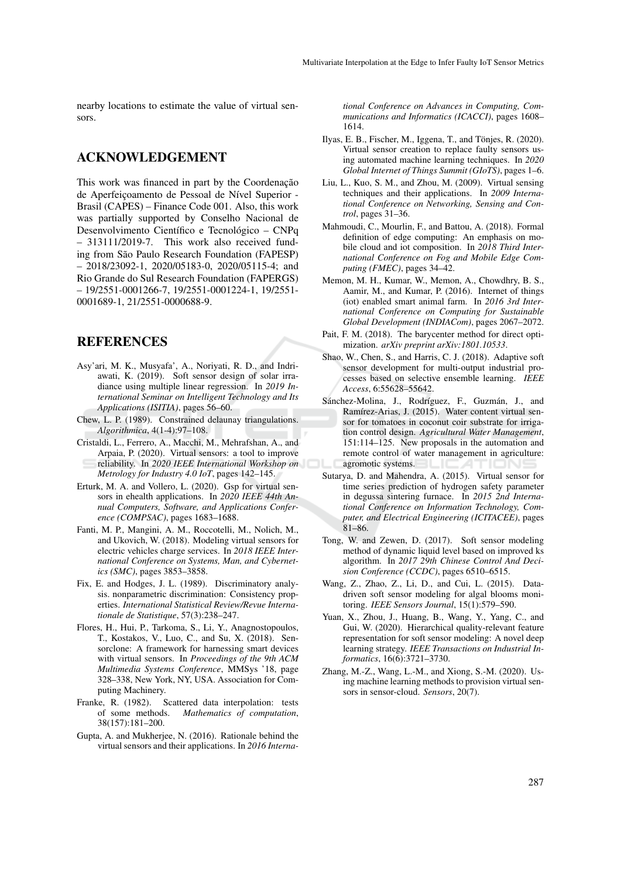nearby locations to estimate the value of virtual sensors.

## ACKNOWLEDGEMENT

This work was financed in part by the Coordenação de Aperfeiçoamento de Pessoal de Nível Superior - Brasil (CAPES) – Finance Code 001. Also, this work was partially supported by Conselho Nacional de Desenvolvimento Científico e Tecnológico – CNPq – 313111/2019-7. This work also received funding from São Paulo Research Foundation (FAPESP) – 2018/23092-1, 2020/05183-0, 2020/05115-4; and Rio Grande do Sul Research Foundation (FAPERGS) – 19/2551-0001266-7, 19/2551-0001224-1, 19/2551-0001689-1, 21/2551-0000688-9.

## REFERENCES

Asy'ari, M. K., Musyafa', A., Noriyati, R. D., and Indriawati, K. (2019). Soft sensor design of solar irradiance using multiple linear regression. In *2019 International Seminar on Intelligent Technology and Its Applications (ISITIA)*, pages 56–60.

Chew, L. P. (1989). Constrained delaunay triangulations. *Algorithmica*, 4(1-4):97–108.

Cristaldi, L., Ferrero, A., Macchi, M., Mehrafshan, A., and Arpaia, P. (2020). Virtual sensors: a tool to improve reliability. In *2020 IEEE International Workshop on Metrology for Industry 4.0 IoT*, pages 142–145.

Erturk, M. A. and Vollero, L. (2020). Gsp for virtual sensors in ehealth applications. In *2020 IEEE 44th Annual Computers, Software, and Applications Conference (COMPSAC)*, pages 1683–1688.

Fanti, M. P., Mangini, A. M., Roccotelli, M., Nolich, M., and Ukovich, W. (2018). Modeling virtual sensors for electric vehicles charge services. In *2018 IEEE International Conference on Systems, Man, and Cybernetics (SMC)*, pages 3853–3858.

Fix, E. and Hodges, J. L. (1989). Discriminatory analysis. nonparametric discrimination: Consistency properties. *International Statistical Review/Revue Internationale de Statistique*, 57(3):238–247.

Flores, H., Hui, P., Tarkoma, S., Li, Y., Anagnostopoulos, T., Kostakos, V., Luo, C., and Su, X. (2018). Sensorclone: A framework for harnessing smart devices with virtual sensors. In *Proceedings of the 9th ACM Multimedia Systems Conference*, MMSys '18, page 328–338, New York, NY, USA. Association for Computing Machinery.

Franke, R. (1982). Scattered data interpolation: tests of some methods. *Mathematics of computation*, 38(157):181–200.

Gupta, A. and Mukherjee, N. (2016). Rationale behind the virtual sensors and their applications. In *2016 International Conference on Advances in Computing, Communications and Informatics (ICACCI)*, pages 1608–1614.

Ilyas, E. B., Fischer, M., Iggena, T., and Tönjes, R. (2020). Virtual sensor creation to replace faulty sensors using automated machine learning techniques. In *2020 Global Internet of Things Summit (GIoTS)*, pages 1–6.

Liu, L., Kuo, S. M., and Zhou, M. (2009). Virtual sensing techniques and their applications. In *2009 International Conference on Networking, Sensing and Control*, pages 31–36.

Mahmoudi, C., Mourlin, F., and Battou, A. (2018). Formal definition of edge computing: An emphasis on mobile cloud and iot composition. In *2018 Third International Conference on Fog and Mobile Edge Computing (FMEC)*, pages 34–42.

Memon, M. H., Kumar, W., Memon, A., Chowdhry, B. S., Aamir, M., and Kumar, P. (2016). Internet of things (iot) enabled smart animal farm. In *2016 3rd International Conference on Computing for Sustainable Global Development (INDIACom)*, pages 2067–2072.

Pait, F. M. (2018). The barycenter method for direct optimization. *arXiv preprint arXiv:1801.10533*.

Shao, W., Chen, S., and Harris, C. J. (2018). Adaptive soft sensor development for multi-output industrial processes based on selective ensemble learning. *IEEE Access*, 6:55628–55642.

Sánchez-Molina, J., Rodríguez, F., Guzmán, J., and Ramírez-Arias, J. (2015). Water content virtual sensor for tomatoes in coconut coir substrate for irrigation control design. *Agricultural Water Management*, 151:114–125. New proposals in the automation and remote control of water management in agriculture: agromotic systems.

Sutarya, D. and Mahendra, A. (2015). Virtual sensor for time series prediction of hydrogen safety parameter in degussa sintering furnace. In *2015 2nd International Conference on Information Technology, Computer, and Electrical Engineering (ICITACEE)*, pages 81–86.

Tong, W. and Zewen, D. (2017). Soft sensor modeling method of dynamic liquid level based on improved ks algorithm. In *2017 29th Chinese Control And Decision Conference (CCDC)*, pages 6510–6515.

Wang, Z., Zhao, Z., Li, D., and Cui, L. (2015). Data-driven soft sensor modeling for algal blooms monitoring. *IEEE Sensors Journal*, 15(1):579–590.

Yuan, X., Zhou, J., Huang, B., Wang, Y., Yang, C., and Gui, W. (2020). Hierarchical quality-relevant feature representation for soft sensor modeling: A novel deep learning strategy. *IEEE Transactions on Industrial Informatics*, 16(6):3721–3730.

Zhang, M.-Z., Wang, L.-M., and Xiong, S.-M. (2020). Using machine learning methods to provision virtual sensors in sensor-cloud. *Sensors*, 20(7).